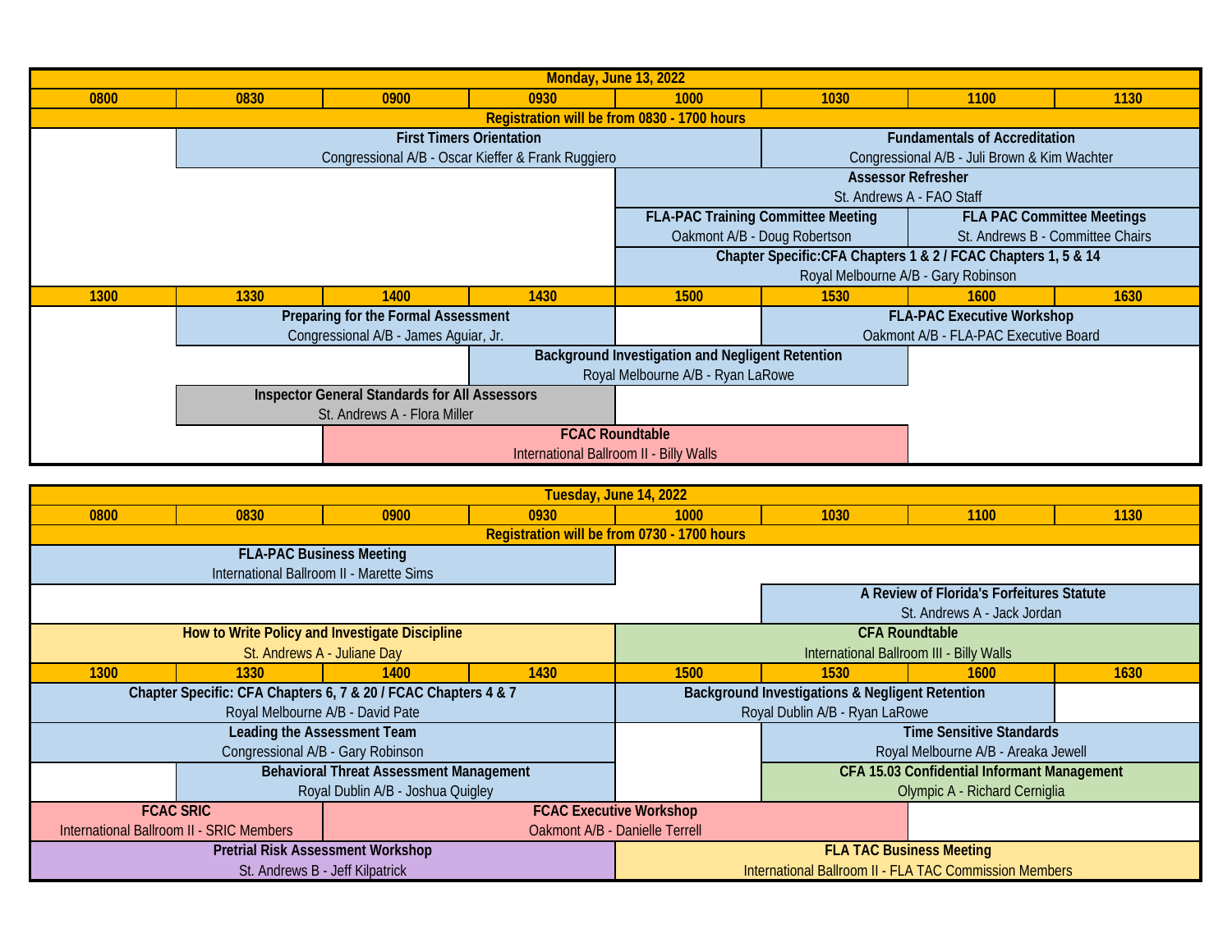## Monday, June 13, 2022

Registration will be from 0830 - 1700 hours

| 0800 | 0830 | 0900 | 0930 | 1000 | 1030 | 1100 | 1130 |
|---|---|---|---|---|---|---|---|
| | **First Timers Orientation**<br>Congressional A/B - Oscar Kieffer & Frank Ruggiero | | | | **Fundamentals of Accreditation**<br>Congressional A/B - Juli Brown & Kim Wachter | | |
| | | | | **Assessor Refresher**<br>St. Andrews A - FAO Staff | | | |
| | | | | **FLA-PAC Training Committee Meeting**<br>Oakmont A/B - Doug Robertson | | **FLA PAC Committee Meetings**<br>St. Andrews B - Committee Chairs | |
| | | | | **Chapter Specific:CFA Chapters 1 & 2 / FCAC Chapters 1, 5 & 14**<br>Royal Melbourne A/B - Gary Robinson | | | |

| 1300 | 1330 | 1400 | 1430 | 1500 | 1530 | 1600 | 1630 |
|---|---|---|---|---|---|---|---|
| | **Preparing for the Formal Assessment**<br>Congressional A/B - James Aguiar, Jr. | | | | **FLA-PAC Executive Workshop**<br>Oakmont A/B - FLA-PAC Executive Board | | |
| | | | **Background Investigation and Negligent Retention**<br>Royal Melbourne A/B - Ryan LaRowe | | | | |
| | **Inspector General Standards for All Assessors**<br>St. Andrews A - Flora Miller | | | | | | |
| | | **FCAC Roundtable**<br>International Ballroom II - Billy Walls | | | | | |

## Tuesday, June 14, 2022

Registration will be from 0730 - 1700 hours

| 0800 | 0830 | 0900 | 0930 | 1000 | 1030 | 1100 | 1130 |
|---|---|---|---|---|---|---|---|
| **FLA-PAC Business Meeting**<br>International Ballroom II - Marette Sims | | | | | | | |
| | | | | | **A Review of Florida's Forfeitures Statute**<br>St. Andrews A - Jack Jordan | | |
| **How to Write Policy and Investigate Discipline**<br>St. Andrews A - Juliane Day | | | | **CFA Roundtable**<br>International Ballroom III - Billy Walls | | | |

| 1300 | 1330 | 1400 | 1430 | 1500 | 1530 | 1600 | 1630 |
|---|---|---|---|---|---|---|---|
| **Chapter Specific: CFA Chapters 6, 7 & 20 / FCAC Chapters 4 & 7**<br>Royal Melbourne A/B - David Pate | | | | **Background Investigations & Negligent Retention**<br>Royal Dublin A/B - Ryan LaRowe | | | |
| **Leading the Assessment Team**<br>Congressional A/B - Gary Robinson | | | | | **Time Sensitive Standards**<br>Royal Melbourne A/B - Areaka Jewell | | |
| | **Behavioral Threat Assessment Management**<br>Royal Dublin A/B - Joshua Quigley | | | | **CFA 15.03 Confidential Informant Management**<br>Olympic A - Richard Cerniglia | | |
| **FCAC SRIC**<br>International Ballroom II - SRIC Members | | **FCAC Executive Workshop**<br>Oakmont A/B - Danielle Terrell | | | | | |
| **Pretrial Risk Assessment Workshop**<br>St. Andrews B - Jeff Kilpatrick | | | | **FLA TAC Business Meeting**<br>International Ballroom II - FLA TAC Commission Members | | | |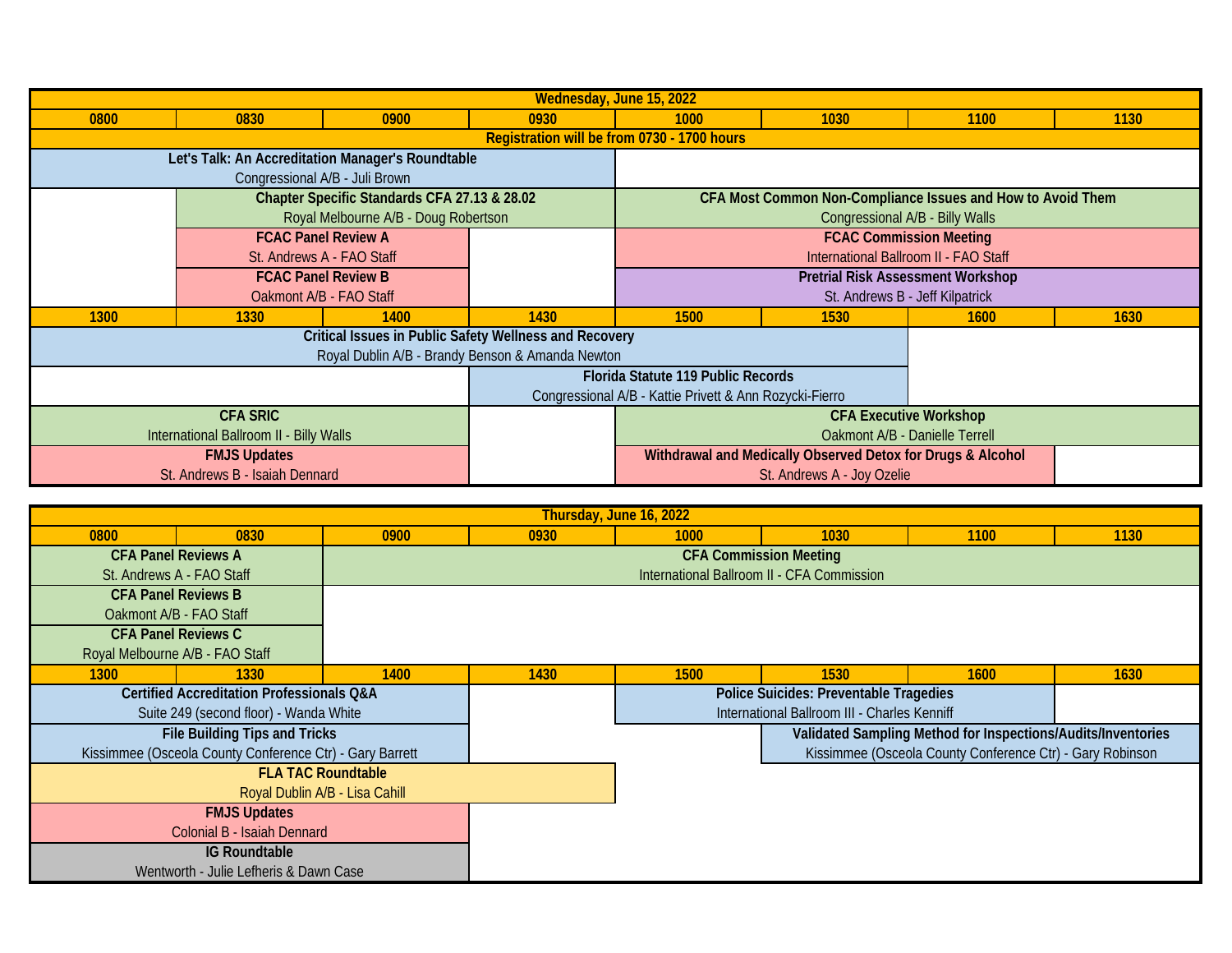## Wednesday, June 15, 2022

Registration will be from 0730 - 1700 hours

| 0800 | 0830 | 0900 | 0930 | 1000 | 1030 | 1100 | 1130 |
|---|---|---|---|---|---|---|---|
| **Let's Talk: An Accreditation Manager's Roundtable**<br>Congressional A/B - Juli Brown | | | | | | | |
| | **Chapter Specific Standards CFA 27.13 & 28.02**<br>Royal Melbourne A/B - Doug Robertson | | | **CFA Most Common Non-Compliance Issues and How to Avoid Them**<br>Congressional A/B - Billy Walls | | | |
| | **FCAC Panel Review A**<br>St. Andrews A - FAO Staff | | | **FCAC Commission Meeting**<br>International Ballroom II - FAO Staff | | | |
| | **FCAC Panel Review B**<br>Oakmont A/B - FAO Staff | | | **Pretrial Risk Assessment Workshop**<br>St. Andrews B - Jeff Kilpatrick | | | |

| 1300 | 1330 | 1400 | 1430 | 1500 | 1530 | 1600 | 1630 |
|---|---|---|---|---|---|---|---|
| **Critical Issues in Public Safety Wellness and Recovery**<br>Royal Dublin A/B - Brandy Benson & Amanda Newton | | | | | | | |
| | | | **Florida Statute 119 Public Records**<br>Congressional A/B - Kattie Privett & Ann Rozycki-Fierro | | | | |
| **CFA SRIC**<br>International Ballroom II - Billy Walls | | | | **CFA Executive Workshop**<br>Oakmont A/B - Danielle Terrell | | | |
| **FMJS Updates**<br>St. Andrews B - Isaiah Dennard | | | | **Withdrawal and Medically Observed Detox for Drugs & Alcohol**<br>St. Andrews A - Joy Ozelie | | | |

## Thursday, June 16, 2022

| 0800 | 0830 | 0900 | 0930 | 1000 | 1030 | 1100 | 1130 |
|---|---|---|---|---|---|---|---|
| **CFA Panel Reviews A**<br>St. Andrews A - FAO Staff | | **CFA Commission Meeting**<br>International Ballroom II - CFA Commission | | | | | |
| **CFA Panel Reviews B**<br>Oakmont A/B - FAO Staff | | | | | | | |
| **CFA Panel Reviews C**<br>Royal Melbourne A/B - FAO Staff | | | | | | | |

| 1300 | 1330 | 1400 | 1430 | 1500 | 1530 | 1600 | 1630 |
|---|---|---|---|---|---|---|---|
| **Certified Accreditation Professionals Q&A**<br>Suite 249 (second floor) - Wanda White | | | | **Police Suicides: Preventable Tragedies**<br>International Ballroom III - Charles Kenniff | | | |
| **File Building Tips and Tricks**<br>Kissimmee (Osceola County Conference Ctr) - Gary Barrett | | | | | **Validated Sampling Method for Inspections/Audits/Inventories**<br>Kissimmee (Osceola County Conference Ctr) - Gary Robinson | | |
| **FLA TAC Roundtable**<br>Royal Dublin A/B - Lisa Cahill | | | | | | | |
| **FMJS Updates**<br>Colonial B - Isaiah Dennard | | | | | | | |
| **IG Roundtable**<br>Wentworth - Julie Lefheris & Dawn Case | | | | | | | |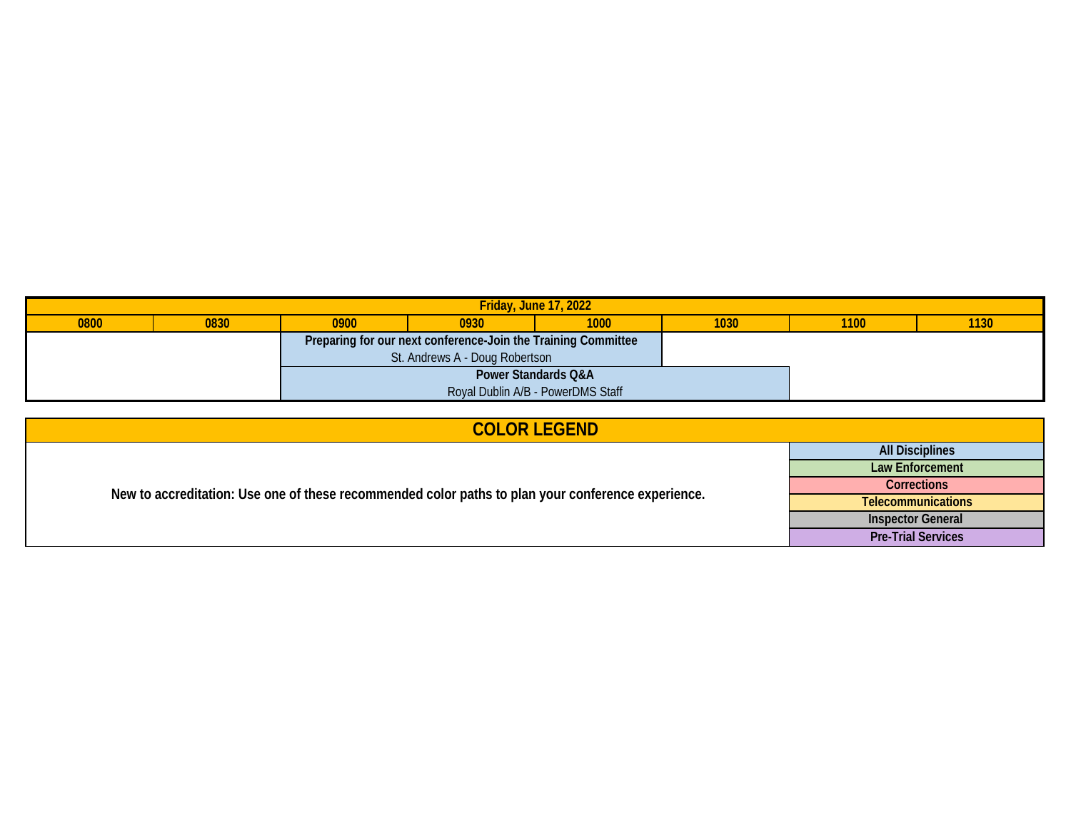| Friday, June 17, 2022 | | | | | | | |
|---|---|---|---|---|---|---|---|
| 0800 | 0830 | 0900 | 0930 | 1000 | 1030 | 1100 | 1130 |
| | | Preparing for our next conference-Join the Training Committee<br>St. Andrews A - Doug Robertson | | | | | |
| | | Power Standards Q&A<br>Royal Dublin A/B - PowerDMS Staff | | | | | |

| COLOR LEGEND | |
|---|---|
| New to accreditation: Use one of these recommended color paths to plan your conference experience. | All Disciplines |
| | Law Enforcement |
| | Corrections |
| | Telecommunications |
| | Inspector General |
| | Pre-Trial Services |